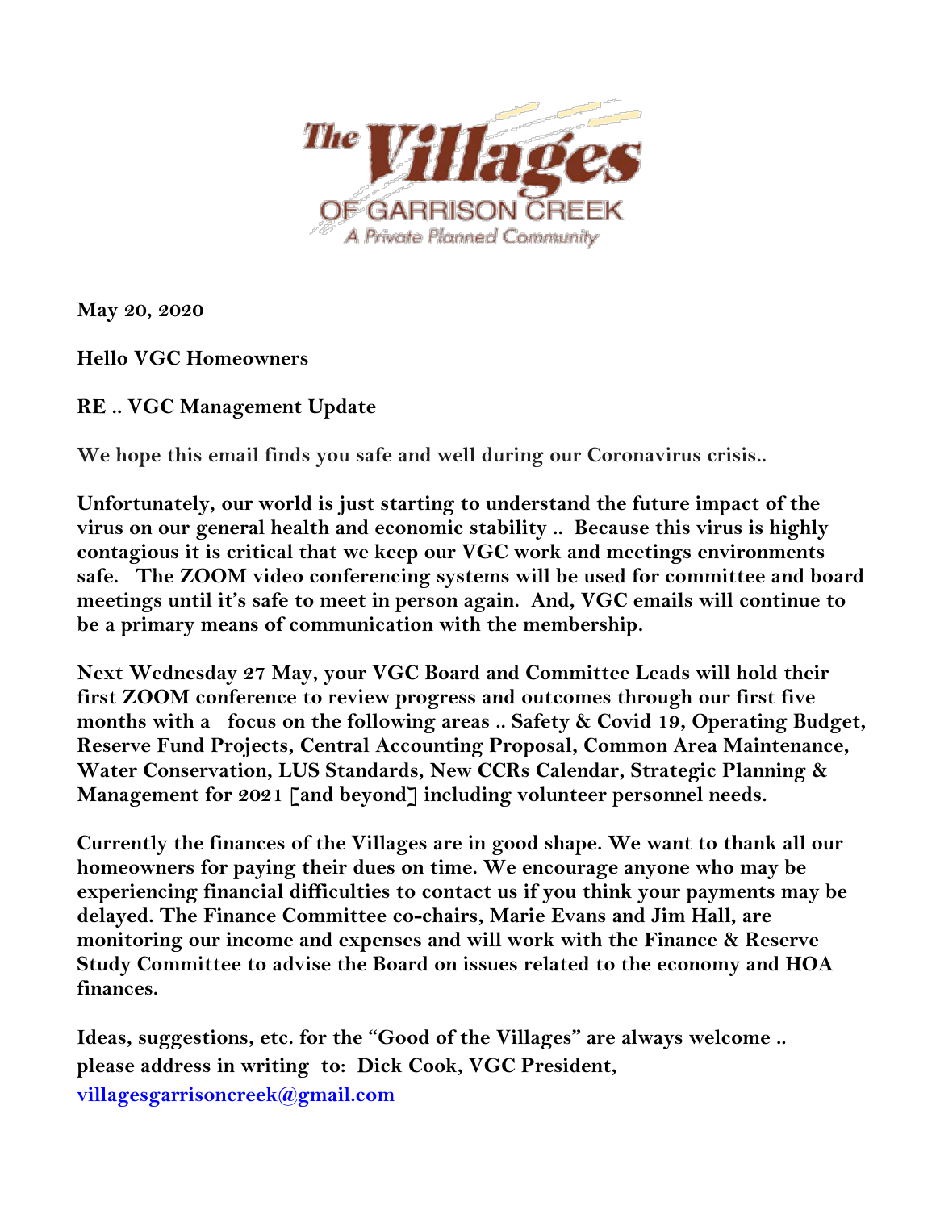**May 20, 2020**

**Hello VGC Homeowners**

**RE .. VGC Management Update**

**We hope this email finds you safe and well during our Coronavirus crisis..**

**Unfortunately, our world is just starting to understand the future impact of the virus on our general health and economic stability .. Because this virus is highly contagious it is critical that we keep our VGC work and meetings environments safe. The ZOOM video conferencing systems will be used for committee and board meetings until it's safe to meet in person again. And, VGC emails will continue to be a primary means of communication with the membership.**

**Next Wednesday 27 May, your VGC Board and Committee Leads will hold their first ZOOM conference to review progress and outcomes through our first five months with a focus on the following areas .. Safety & Covid 19, Operating Budget, Reserve Fund Projects, Central Accounting Proposal, Common Area Maintenance, Water Conservation, LUS Standards, New CCRs Calendar, Strategic Planning & Management for 2021 [and beyond] including volunteer personnel needs.**

**Currently the finances of the Villages are in good shape. We want to thank all our homeowners for paying their dues on time. We encourage anyone who may be experiencing financial difficulties to contact us if you think your payments may be delayed. The Finance Committee co-chairs, Marie Evans and Jim Hall, are monitoring our income and expenses and will work with the Finance & Reserve Study Committee to advise the Board on issues related to the economy and HOA finances.**

**Ideas, suggestions, etc. for the "Good of the Villages" are always welcome .. please address in writing to: Dick Cook, VGC President, [villagesgarrisoncreek@gmail.com](mailto:villagesgarrisoncreek@gmail.com)**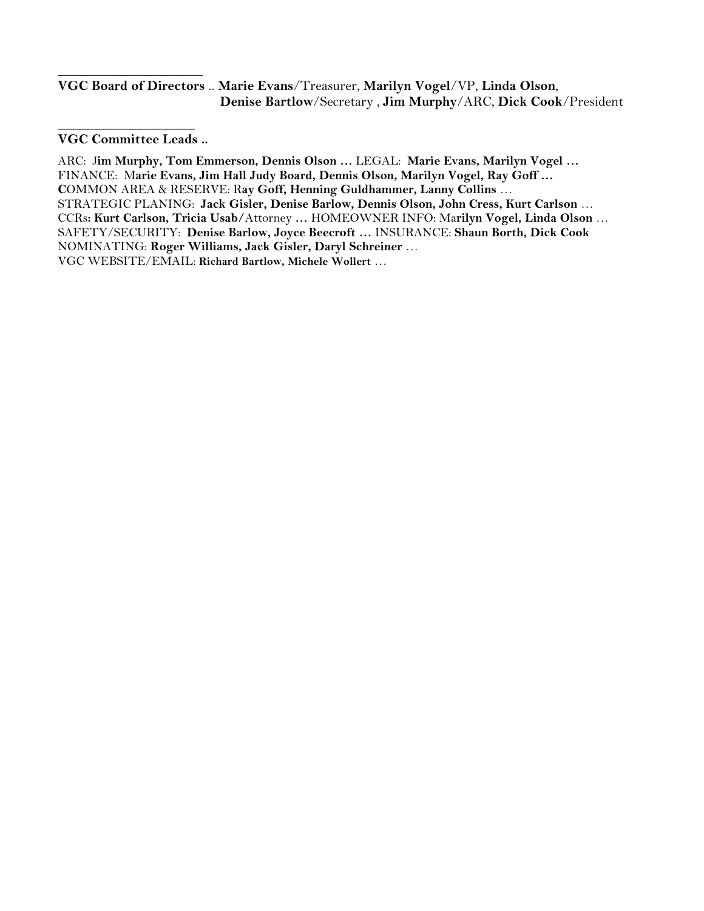**VGC Board of Directors** .. **Marie Evans**/Treasurer, **Marilyn Vogel**/VP, **Linda Olson**, **Denise Bartlow**/Secretary , **Jim Murphy**/ARC, **Dick Cook**/President

**VGC Committee Leads ..**

ARC: **Jim Murphy, Tom Emmerson, Dennis Olson …** LEGAL: **Marie Evans, Marilyn Vogel …**
FINANCE: **Marie Evans, Jim Hall Judy Board, Dennis Olson, Marilyn Vogel, Ray Goff …**
COMMON AREA & RESERVE: **Ray Goff, Henning Guldhammer, Lanny Collins** …
STRATEGIC PLANING: **Jack Gisler, Denise Barlow, Dennis Olson, John Cress, Kurt Carlson** …
CCRs: **Kurt Carlson, Tricia Usab/**Attorney **…** HOMEOWNER INFO: **Marilyn Vogel, Linda Olson** …
SAFETY/SECURITY: **Denise Barlow, Joyce Beecroft …** INSURANCE: **Shaun Borth, Dick Cook**
NOMINATING: **Roger Williams, Jack Gisler, Daryl Schreiner** …
VGC WEBSITE/EMAIL: **Richard Bartlow, Michele Wollert** …